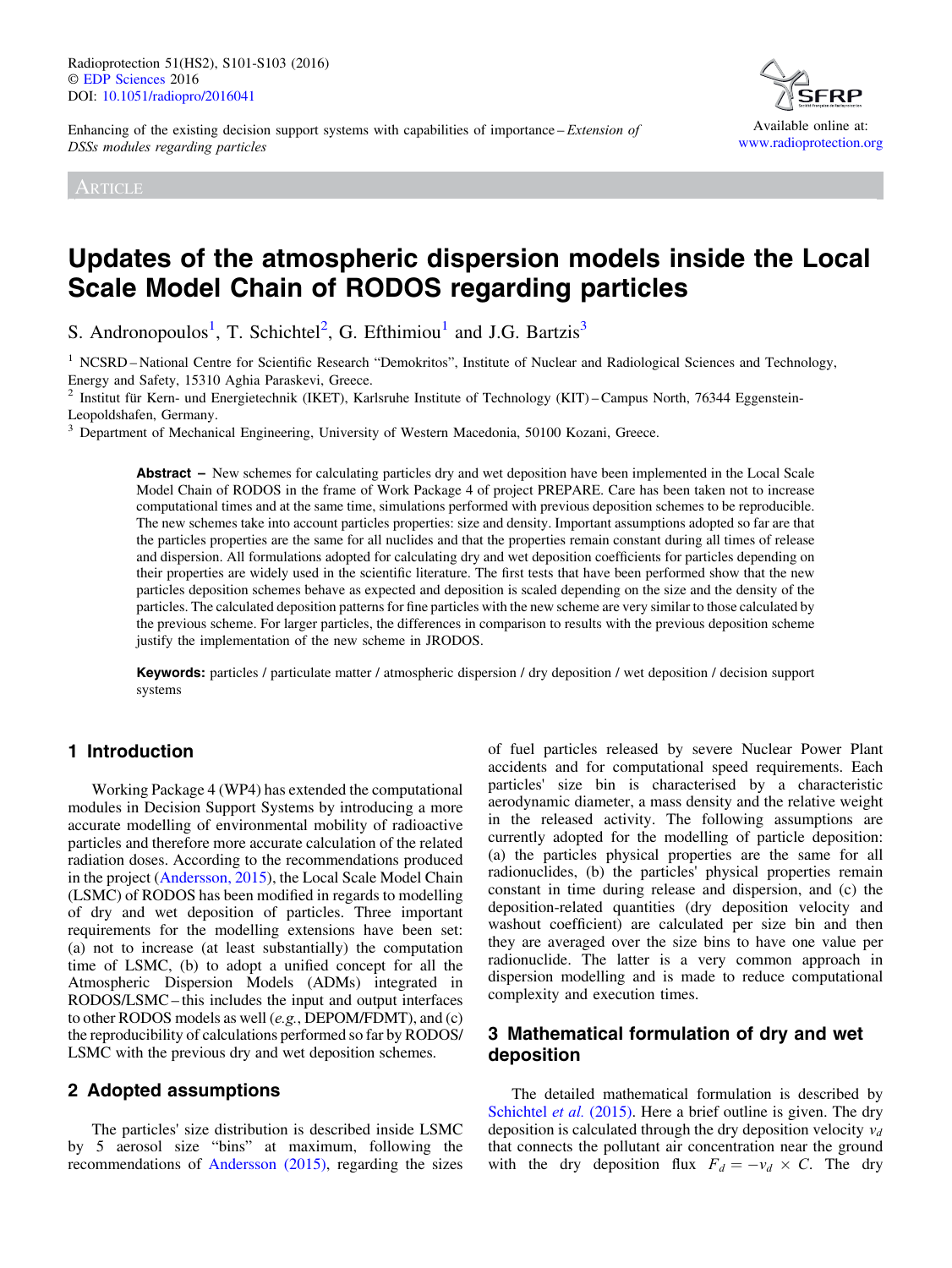Enhancing of the existing decision support systems with capabilities of importance – *Extension of DSSs modules regarding particles*

ARTICLE

# Updates of the atmospheric dispersion models inside the Local Scale Model Chain of RODOS regarding particles

S. Andronopoulos[1], T. Schichtel[2], G. Efthimiou[1] and J.G. Bartzis[3]

[1] NCSRD – National Centre for Scientific Research "Demokritos", Institute of Nuclear and Radiological Sciences and Technology, Energy and Safety, 15310 Aghia Paraskevi, Greece.

[2] Institut für Kern- und Energietechnik (IKET), Karlsruhe Institute of Technology (KIT) – Campus North, 76344 Eggenstein-Leopoldshafen, Germany.

[3] Department of Mechanical Engineering, University of Western Macedonia, 50100 Kozani, Greece.

**Abstract –** New schemes for calculating particles dry and wet deposition have been implemented in the Local Scale Model Chain of RODOS in the frame of Work Package 4 of project PREPARE. Care has been taken not to increase computational times and at the same time, simulations performed with previous deposition schemes to be reproducible. The new schemes take into account particles properties: size and density. Important assumptions adopted so far are that the particles properties are the same for all nuclides and that the properties remain constant during all times of release and dispersion. All formulations adopted for calculating dry and wet deposition coefficients for particles depending on their properties are widely used in the scientific literature. The first tests that have been performed show that the new particles deposition schemes behave as expected and deposition is scaled depending on the size and the density of the particles. The calculated deposition patterns for fine particles with the new scheme are very similar to those calculated by the previous scheme. For larger particles, the differences in comparison to results with the previous deposition scheme justify the implementation of the new scheme in JRODOS.

**Keywords:** particles / particulate matter / atmospheric dispersion / dry deposition / wet deposition / decision support systems

## 1 Introduction

Working Package 4 (WP4) has extended the computational modules in Decision Support Systems by introducing a more accurate modelling of environmental mobility of radioactive particles and therefore more accurate calculation of the related radiation doses. According to the recommendations produced in the project (Andersson, 2015), the Local Scale Model Chain (LSMC) of RODOS has been modified in regards to modelling of dry and wet deposition of particles. Three important requirements for the modelling extensions have been set: (a) not to increase (at least substantially) the computation time of LSMC, (b) to adopt a unified concept for all the Atmospheric Dispersion Models (ADMs) integrated in RODOS/LSMC – this includes the input and output interfaces to other RODOS models as well (*e.g.*, DEPOM/FDMT), and (c) the reproducibility of calculations performed so far by RODOS/LSMC with the previous dry and wet deposition schemes.

## 2 Adopted assumptions

The particles' size distribution is described inside LSMC by 5 aerosol size "bins" at maximum, following the recommendations of Andersson (2015), regarding the sizes of fuel particles released by severe Nuclear Power Plant accidents and for computational speed requirements. Each particles' size bin is characterised by a characteristic aerodynamic diameter, a mass density and the relative weight in the released activity. The following assumptions are currently adopted for the modelling of particle deposition: (a) the particles physical properties are the same for all radionuclides, (b) the particles' physical properties remain constant in time during release and dispersion, and (c) the deposition-related quantities (dry deposition velocity and washout coefficient) are calculated per size bin and then they are averaged over the size bins to have one value per radionuclide. The latter is a very common approach in dispersion modelling and is made to reduce computational complexity and execution times.

## 3 Mathematical formulation of dry and wet deposition

The detailed mathematical formulation is described by Schichtel *et al.* (2015). Here a brief outline is given. The dry deposition is calculated through the dry deposition velocity $v_d$ that connects the pollutant air concentration near the ground with the dry deposition flux $F_d = -v_d \times C$. The dry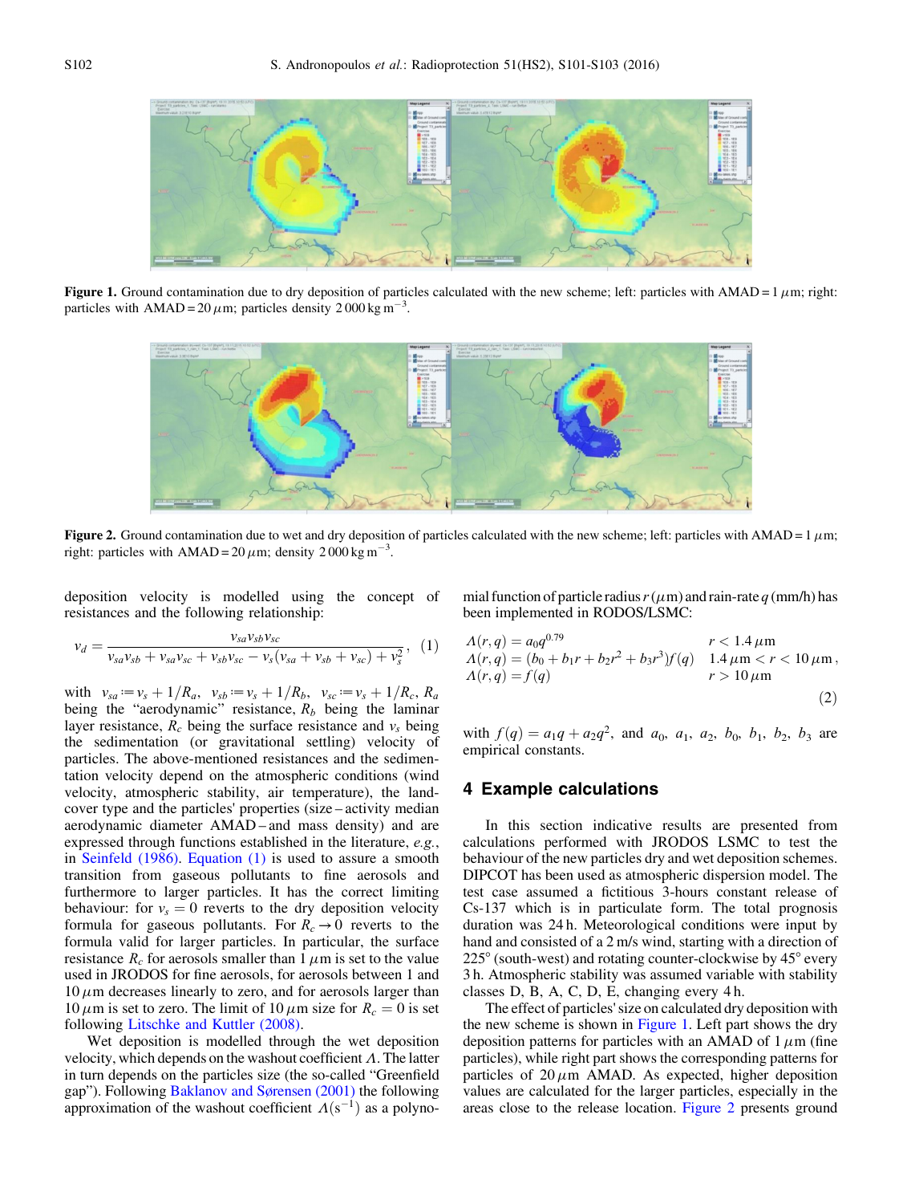Figure 1. Ground contamination due to dry deposition of particles calculated with the new scheme; left: particles with AMAD = 1 $\mu$m; right: particles with AMAD = 20 $\mu$m; particles density 2 000 kg m$^{-3}$.

Figure 2. Ground contamination due to wet and dry deposition of particles calculated with the new scheme; left: particles with AMAD = 1 $\mu$m; right: particles with AMAD = 20 $\mu$m; density 2 000 kg m$^{-3}$.

deposition velocity is modelled using the concept of resistances and the following relationship:

$$v_d = \frac{v_{sa}v_{sb}v_{sc}}{v_{sa}v_{sb} + v_{sa}v_{sc} + v_{sb}v_{sc} - v_s(v_{sa} + v_{sb} + v_{sc}) + v_s^2}, \quad (1)$$

with $v_{sa} := v_s + 1/R_a$, $v_{sb} := v_s + 1/R_b$, $v_{sc} := v_s + 1/R_c$, $R_a$ being the "aerodynamic" resistance, $R_b$ being the laminar layer resistance, $R_c$ being the surface resistance and $v_s$ being the sedimentation (or gravitational settling) velocity of particles. The above-mentioned resistances and the sedimentation velocity depend on the atmospheric conditions (wind velocity, atmospheric stability, air temperature), the land-cover type and the particles' properties (size – activity median aerodynamic diameter AMAD – and mass density) and are expressed through functions established in the literature, *e.g.*, in Seinfeld (1986). Equation (1) is used to assure a smooth transition from gaseous pollutants to fine aerosols and furthermore to larger particles. It has the correct limiting behaviour: for $v_s = 0$ reverts to the dry deposition velocity formula for gaseous pollutants. For $R_c \to 0$ reverts to the formula valid for larger particles. In particular, the surface resistance $R_c$ for aerosols smaller than 1 $\mu$m is set to the value used in JRODOS for fine aerosols, for aerosols between 1 and 10 $\mu$m decreases linearly to zero, and for aerosols larger than 10 $\mu$m is set to zero. The limit of 10 $\mu$m size for $R_c = 0$ is set following Litschke and Kuttler (2008).

Wet deposition is modelled through the wet deposition velocity, which depends on the washout coefficient $\Lambda$. The latter in turn depends on the particles size (the so-called "Greenfield gap"). Following Baklanov and Sørensen (2001) the following approximation of the washout coefficient $\Lambda(\mathrm{s}^{-1})$ as a polynomial function of particle radius $r$ ($\mu$m) and rain-rate $q$ (mm/h) has been implemented in RODOS/LSMC:

$$\begin{aligned}
\Lambda(r,q) &= a_0 q^{0.79} && r < 1.4\,\mu\text{m} \\
\Lambda(r,q) &= (b_0 + b_1 r + b_2 r^2 + b_3 r^3) f(q) && 1.4\,\mu\text{m} < r < 10\,\mu\text{m}\,, \\
\Lambda(r,q) &= f(q) && r > 10\,\mu\text{m}
\end{aligned} \quad (2)$$

with $f(q) = a_1 q + a_2 q^2$, and $a_0$, $a_1$, $a_2$, $b_0$, $b_1$, $b_2$, $b_3$ are empirical constants.

## 4 Example calculations

In this section indicative results are presented from calculations performed with JRODOS LSMC to test the behaviour of the new particles dry and wet deposition schemes. DIPCOT has been used as atmospheric dispersion model. The test case assumed a fictitious 3-hours constant release of Cs-137 which is in particulate form. The total prognosis duration was 24 h. Meteorological conditions were input by hand and consisted of a 2 m/s wind, starting with a direction of 225° (south-west) and rotating counter-clockwise by 45° every 3 h. Atmospheric stability was assumed variable with stability classes D, B, A, C, D, E, changing every 4 h.

The effect of particles' size on calculated dry deposition with the new scheme is shown in Figure 1. Left part shows the dry deposition patterns for particles with an AMAD of 1 $\mu$m (fine particles), while right part shows the corresponding patterns for particles of 20 $\mu$m AMAD. As expected, higher deposition values are calculated for the larger particles, especially in the areas close to the release location. Figure 2 presents ground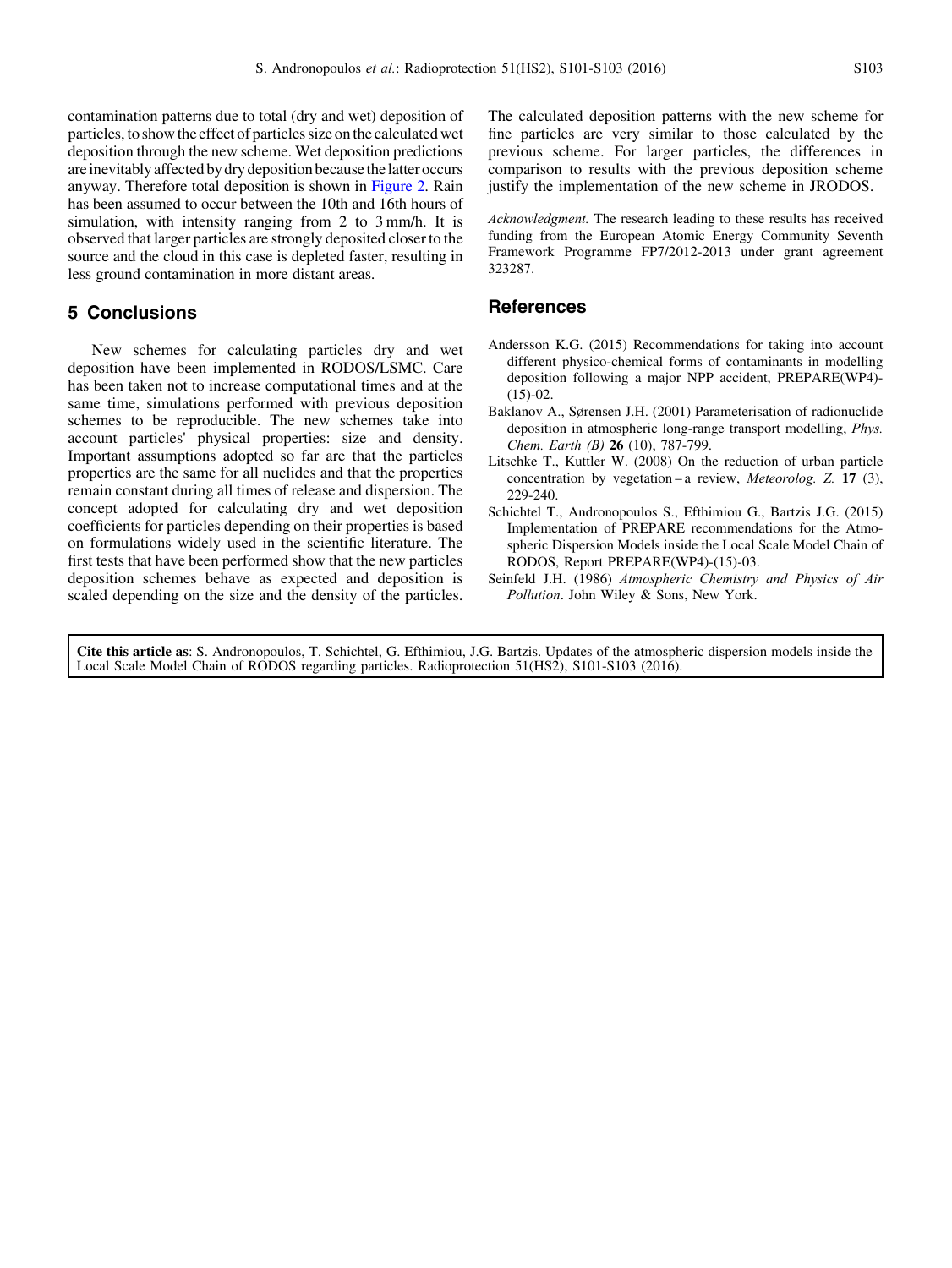contamination patterns due to total (dry and wet) deposition of particles, to show the effect of particles size on the calculated wet deposition through the new scheme. Wet deposition predictions are inevitably affected by dry deposition because the latter occurs anyway. Therefore total deposition is shown in Figure 2. Rain has been assumed to occur between the 10th and 16th hours of simulation, with intensity ranging from 2 to 3 mm/h. It is observed that larger particles are strongly deposited closer to the source and the cloud in this case is depleted faster, resulting in less ground contamination in more distant areas.

## 5 Conclusions

New schemes for calculating particles dry and wet deposition have been implemented in RODOS/LSMC. Care has been taken not to increase computational times and at the same time, simulations performed with previous deposition schemes to be reproducible. The new schemes take into account particles' physical properties: size and density. Important assumptions adopted so far are that the particles properties are the same for all nuclides and that the properties remain constant during all times of release and dispersion. The concept adopted for calculating dry and wet deposition coefficients for particles depending on their properties is based on formulations widely used in the scientific literature. The first tests that have been performed show that the new particles deposition schemes behave as expected and deposition is scaled depending on the size and the density of the particles. The calculated deposition patterns with the new scheme for fine particles are very similar to those calculated by the previous scheme. For larger particles, the differences in comparison to results with the previous deposition scheme justify the implementation of the new scheme in JRODOS.

*Acknowledgment.* The research leading to these results has received funding from the European Atomic Energy Community Seventh Framework Programme FP7/2012-2013 under grant agreement 323287.

## References

Andersson K.G. (2015) Recommendations for taking into account different physico-chemical forms of contaminants in modelling deposition following a major NPP accident, PREPARE(WP4)-(15)-02.

Baklanov A., Sørensen J.H. (2001) Parameterisation of radionuclide deposition in atmospheric long-range transport modelling, *Phys. Chem. Earth (B)* **26** (10), 787-799.

Litschke T., Kuttler W. (2008) On the reduction of urban particle concentration by vegetation – a review, *Meteorolog. Z.* **17** (3), 229-240.

Schichtel T., Andronopoulos S., Efthimiou G., Bartzis J.G. (2015) Implementation of PREPARE recommendations for the Atmospheric Dispersion Models inside the Local Scale Model Chain of RODOS, Report PREPARE(WP4)-(15)-03.

Seinfeld J.H. (1986) *Atmospheric Chemistry and Physics of Air Pollution*. John Wiley & Sons, New York.

**Cite this article as**: S. Andronopoulos, T. Schichtel, G. Efthimiou, J.G. Bartzis. Updates of the atmospheric dispersion models inside the Local Scale Model Chain of RODOS regarding particles. Radioprotection 51(HS2), S101-S103 (2016).